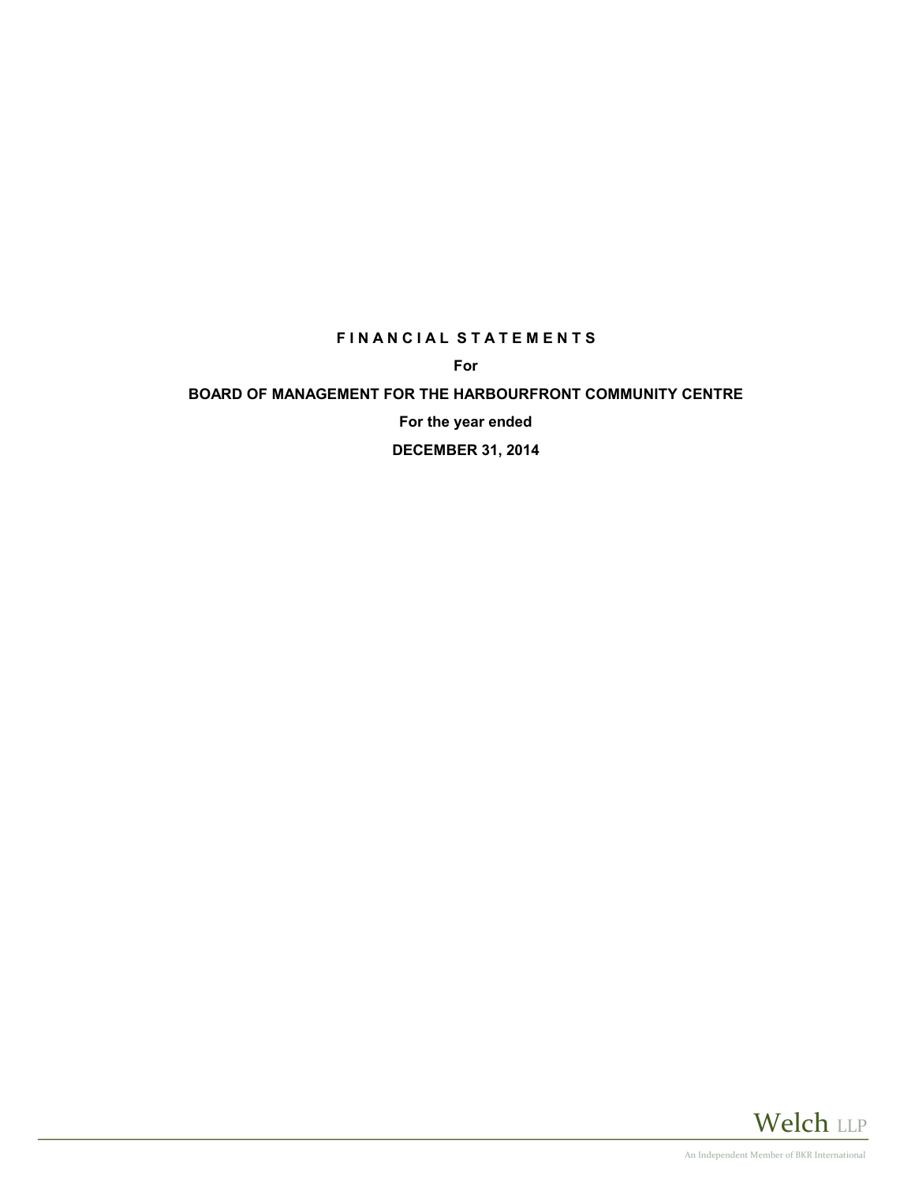# F I N A N C I A L S T A T E M E N T S

**For**

**BOARD OF MANAGEMENT FOR THE HARBOURFRONT COMMUNITY CENTRE**

**For the year ended**

**DECEMBER 31, 2014**

Welch LLP

An Independent Member of BKR International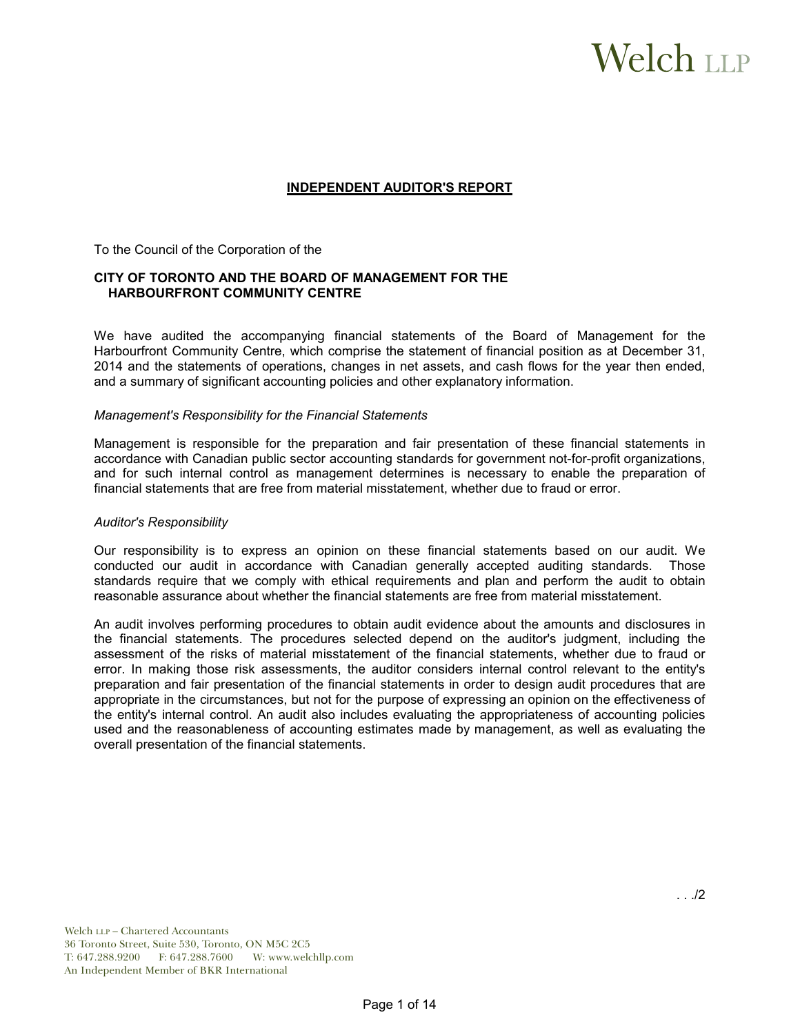# Welch LLP

## INDEPENDENT AUDITOR'S REPORT

To the Council of the Corporation of the

**CITY OF TORONTO AND THE BOARD OF MANAGEMENT FOR THE HARBOURFRONT COMMUNITY CENTRE**

We have audited the accompanying financial statements of the Board of Management for the Harbourfront Community Centre, which comprise the statement of financial position as at December 31, 2014 and the statements of operations, changes in net assets, and cash flows for the year then ended, and a summary of significant accounting policies and other explanatory information.

*Management's Responsibility for the Financial Statements*

Management is responsible for the preparation and fair presentation of these financial statements in accordance with Canadian public sector accounting standards for government not-for-profit organizations, and for such internal control as management determines is necessary to enable the preparation of financial statements that are free from material misstatement, whether due to fraud or error.

*Auditor's Responsibility*

Our responsibility is to express an opinion on these financial statements based on our audit. We conducted our audit in accordance with Canadian generally accepted auditing standards. Those standards require that we comply with ethical requirements and plan and perform the audit to obtain reasonable assurance about whether the financial statements are free from material misstatement.

An audit involves performing procedures to obtain audit evidence about the amounts and disclosures in the financial statements. The procedures selected depend on the auditor's judgment, including the assessment of the risks of material misstatement of the financial statements, whether due to fraud or error. In making those risk assessments, the auditor considers internal control relevant to the entity's preparation and fair presentation of the financial statements in order to design audit procedures that are appropriate in the circumstances, but not for the purpose of expressing an opinion on the effectiveness of the entity's internal control. An audit also includes evaluating the appropriateness of accounting policies used and the reasonableness of accounting estimates made by management, as well as evaluating the overall presentation of the financial statements.

. . ./2

Welch LLP – Chartered Accountants
36 Toronto Street, Suite 530, Toronto, ON M5C 2C5
T: 647.288.9200 F: 647.288.7600 W: www.welchllp.com
An Independent Member of BKR International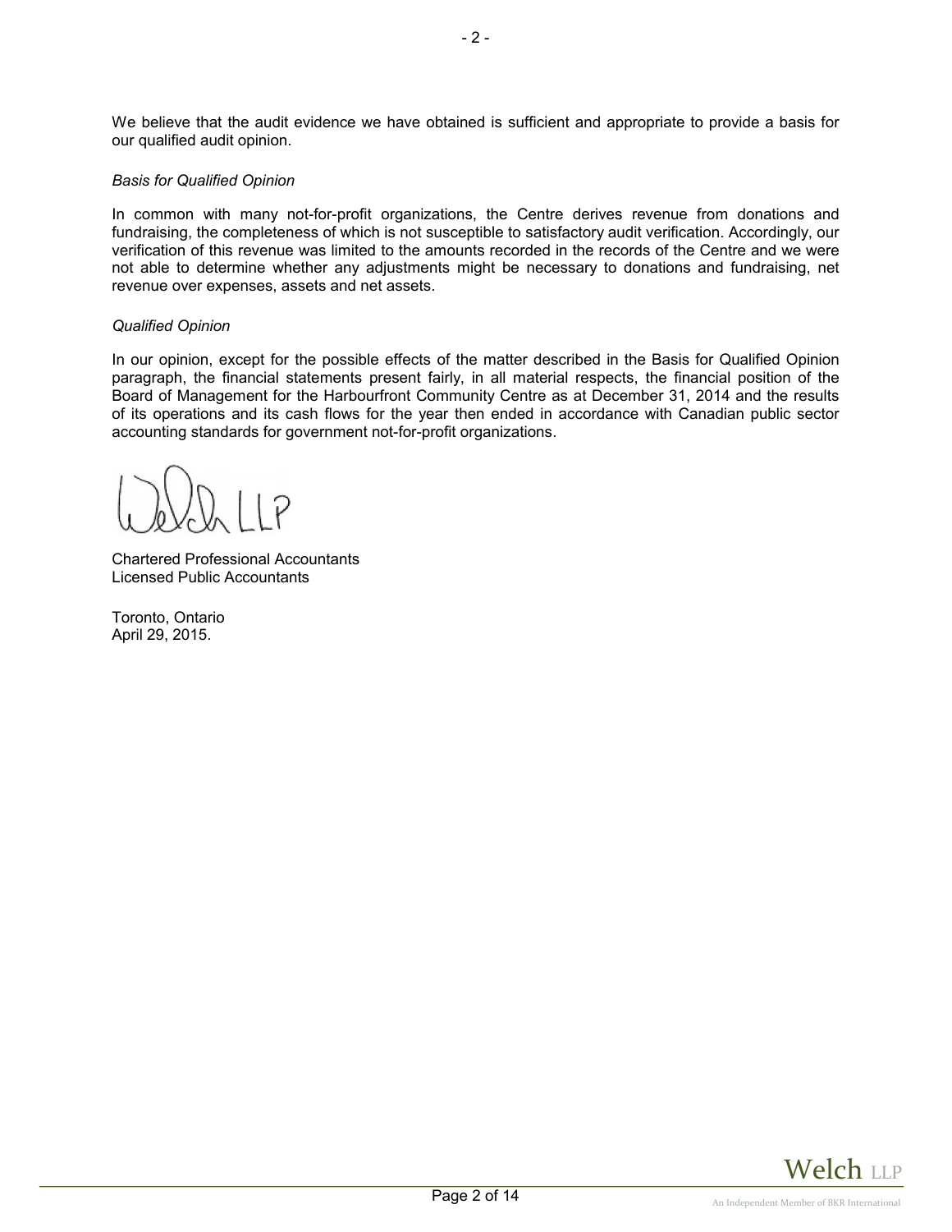We believe that the audit evidence we have obtained is sufficient and appropriate to provide a basis for our qualified audit opinion.

*Basis for Qualified Opinion*

In common with many not-for-profit organizations, the Centre derives revenue from donations and fundraising, the completeness of which is not susceptible to satisfactory audit verification. Accordingly, our verification of this revenue was limited to the amounts recorded in the records of the Centre and we were not able to determine whether any adjustments might be necessary to donations and fundraising, net revenue over expenses, assets and net assets.

*Qualified Opinion*

In our opinion, except for the possible effects of the matter described in the Basis for Qualified Opinion paragraph, the financial statements present fairly, in all material respects, the financial position of the Board of Management for the Harbourfront Community Centre as at December 31, 2014 and the results of its operations and its cash flows for the year then ended in accordance with Canadian public sector accounting standards for government not-for-profit organizations.

Welch LLP

Chartered Professional Accountants
Licensed Public Accountants

Toronto, Ontario
April 29, 2015.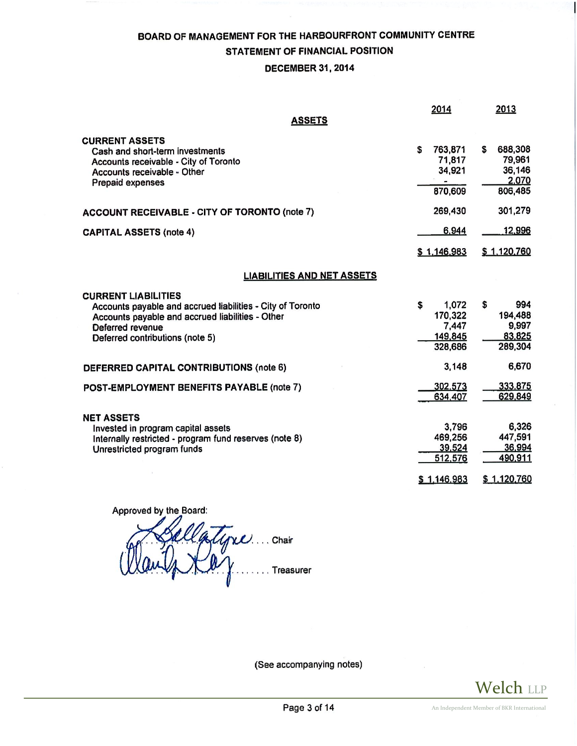# BOARD OF MANAGEMENT FOR THE HARBOURFRONT COMMUNITY CENTRE

## STATEMENT OF FINANCIAL POSITION

### DECEMBER 31, 2014

| | 2014 | 2013 |
|---|---|---|
| **ASSETS** | | |
| **CURRENT ASSETS** | | |
| Cash and short-term investments | $ 763,871 | $ 688,308 |
| Accounts receivable - City of Toronto | 71,817 | 79,961 |
| Accounts receivable - Other | 34,921 | 36,146 |
| Prepaid expenses | - | 2,070 |
| | 870,609 | 806,485 |
| **ACCOUNT RECEIVABLE - CITY OF TORONTO** (note 7) | 269,430 | 301,279 |
| **CAPITAL ASSETS** (note 4) | 6,944 | 12,996 |
| | $ 1,146,983 | $ 1,120,760 |
| **LIABILITIES AND NET ASSETS** | | |
| **CURRENT LIABILITIES** | | |
| Accounts payable and accrued liabilities - City of Toronto | $ 1,072 | $ 994 |
| Accounts payable and accrued liabilities - Other | 170,322 | 194,488 |
| Deferred revenue | 7,447 | 9,997 |
| Deferred contributions (note 5) | 149,845 | 83,825 |
| | 328,686 | 289,304 |
| **DEFERRED CAPITAL CONTRIBUTIONS** (note 6) | 3,148 | 6,670 |
| **POST-EMPLOYMENT BENEFITS PAYABLE** (note 7) | 302,573 | 333,875 |
| | 634,407 | 629,849 |
| **NET ASSETS** | | |
| Invested in program capital assets | 3,796 | 6,326 |
| Internally restricted - program fund reserves (note 8) | 469,256 | 447,591 |
| Unrestricted program funds | 39,524 | 36,994 |
| | 512,576 | 490,911 |
| | $ 1,146,983 | $ 1,120,760 |

Approved by the Board:

........ Chair

........ Treasurer

(See accompanying notes)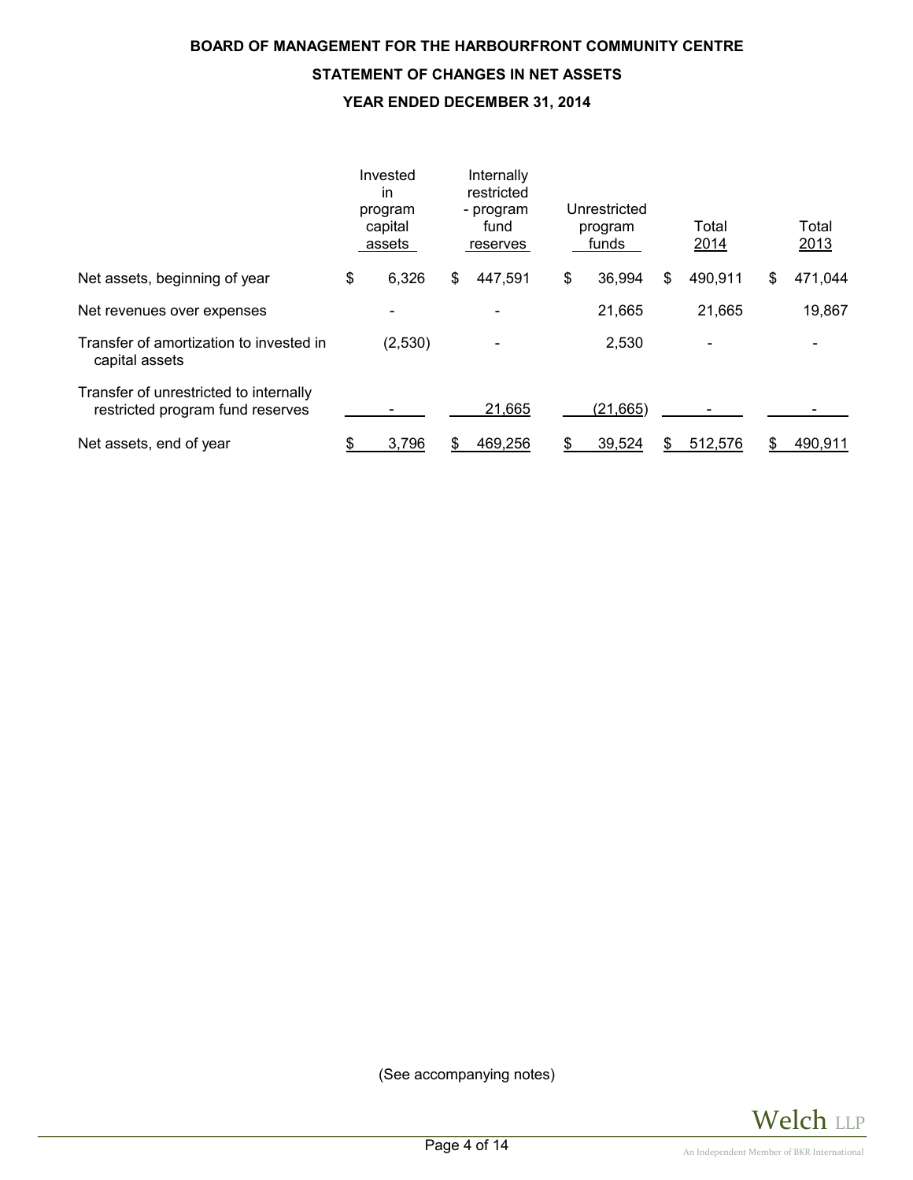**BOARD OF MANAGEMENT FOR THE HARBOURFRONT COMMUNITY CENTRE**

**STATEMENT OF CHANGES IN NET ASSETS**

**YEAR ENDED DECEMBER 31, 2014**

| | Invested in program capital assets | Internally restricted - program fund reserves | Unrestricted program funds | Total 2014 | Total 2013 |
|---|---|---|---|---|---|
| Net assets, beginning of year | $ 6,326 | $ 447,591 | $ 36,994 | $ 490,911 | $ 471,044 |
| Net revenues over expenses | - | - | 21,665 | 21,665 | 19,867 |
| Transfer of amortization to invested in capital assets | (2,530) | - | 2,530 | - | - |
| Transfer of unrestricted to internally restricted program fund reserves | - | 21,665 | (21,665) | - | - |
| Net assets, end of year | $ 3,796 | $ 469,256 | $ 39,524 | $ 512,576 | $ 490,911 |

(See accompanying notes)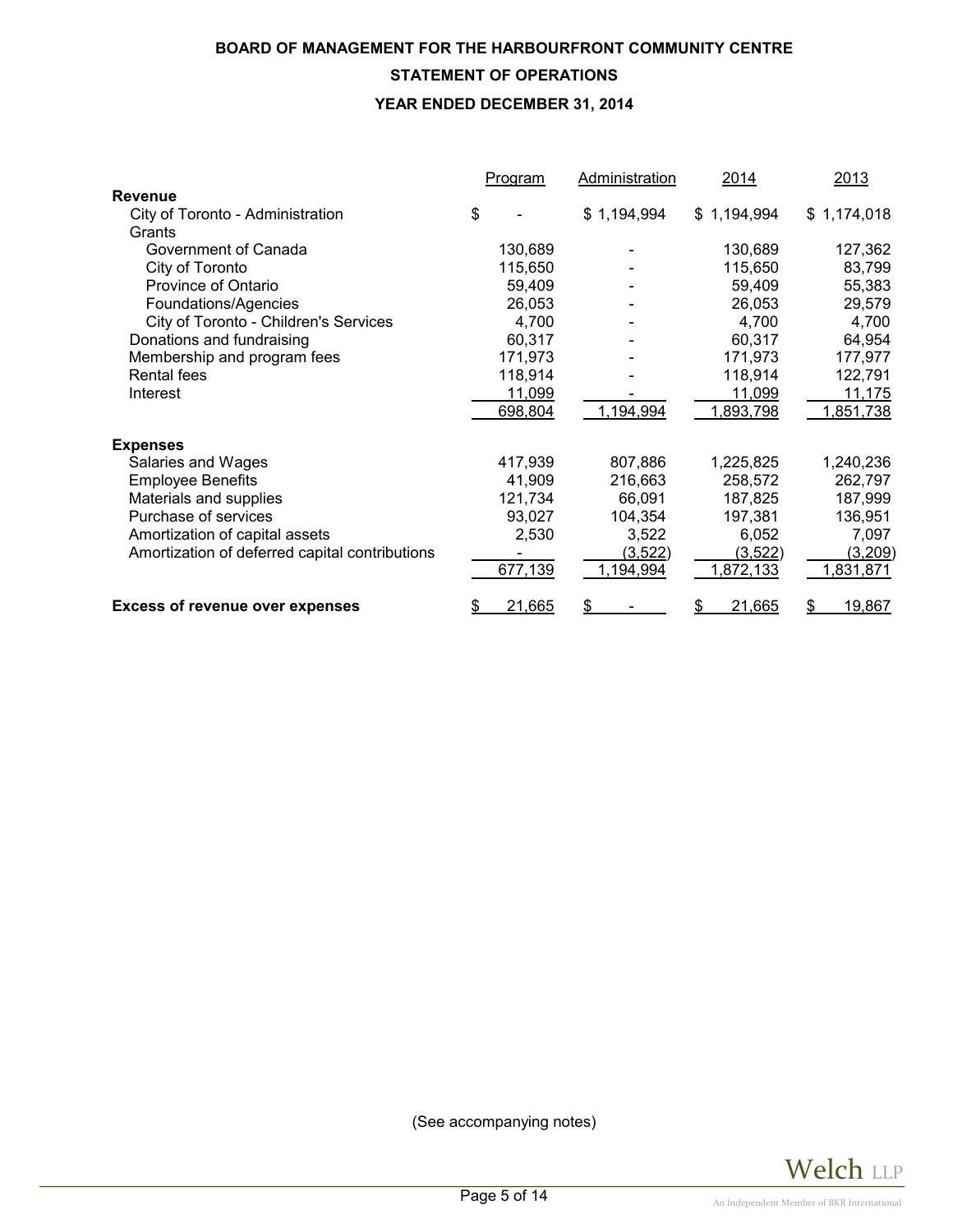**BOARD OF MANAGEMENT FOR THE HARBOURFRONT COMMUNITY CENTRE**

**STATEMENT OF OPERATIONS**

**YEAR ENDED DECEMBER 31, 2014**

| | Program | Administration | 2014 | 2013 |
|---|---|---|---|---|
| **Revenue** | | | | |
| City of Toronto - Administration | $ - | $ 1,194,994 | $ 1,194,994 | $ 1,174,018 |
| Grants | | | | |
| Government of Canada | 130,689 | - | 130,689 | 127,362 |
| City of Toronto | 115,650 | - | 115,650 | 83,799 |
| Province of Ontario | 59,409 | - | 59,409 | 55,383 |
| Foundations/Agencies | 26,053 | - | 26,053 | 29,579 |
| City of Toronto - Children's Services | 4,700 | - | 4,700 | 4,700 |
| Donations and fundraising | 60,317 | - | 60,317 | 64,954 |
| Membership and program fees | 171,973 | - | 171,973 | 177,977 |
| Rental fees | 118,914 | - | 118,914 | 122,791 |
| Interest | 11,099 | - | 11,099 | 11,175 |
| | 698,804 | 1,194,994 | 1,893,798 | 1,851,738 |
| **Expenses** | | | | |
| Salaries and Wages | 417,939 | 807,886 | 1,225,825 | 1,240,236 |
| Employee Benefits | 41,909 | 216,663 | 258,572 | 262,797 |
| Materials and supplies | 121,734 | 66,091 | 187,825 | 187,999 |
| Purchase of services | 93,027 | 104,354 | 197,381 | 136,951 |
| Amortization of capital assets | 2,530 | 3,522 | 6,052 | 7,097 |
| Amortization of deferred capital contributions | - | (3,522) | (3,522) | (3,209) |
| | 677,139 | 1,194,994 | 1,872,133 | 1,831,871 |
| **Excess of revenue over expenses** | $ 21,665 | $ - | $ 21,665 | $ 19,867 |

(See accompanying notes)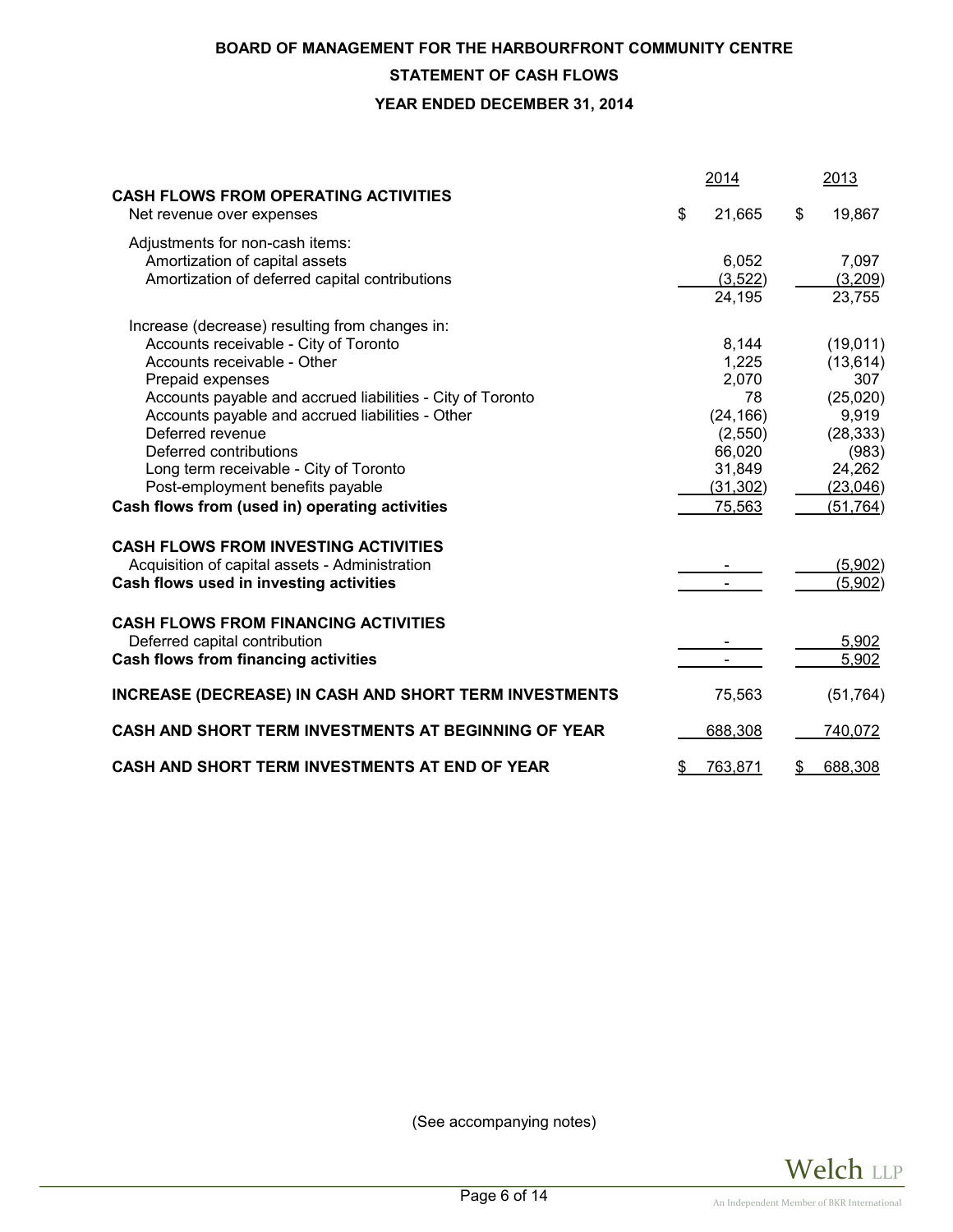# BOARD OF MANAGEMENT FOR THE HARBOURFRONT COMMUNITY CENTRE

## STATEMENT OF CASH FLOWS

### YEAR ENDED DECEMBER 31, 2014

| | 2014 | 2013 |
|---|---|---|
| **CASH FLOWS FROM OPERATING ACTIVITIES** | | |
| Net revenue over expenses | $ 21,665 | $ 19,867 |
| Adjustments for non-cash items: | | |
| Amortization of capital assets | 6,052 | 7,097 |
| Amortization of deferred capital contributions | (3,522) | (3,209) |
| | 24,195 | 23,755 |
| Increase (decrease) resulting from changes in: | | |
| Accounts receivable - City of Toronto | 8,144 | (19,011) |
| Accounts receivable - Other | 1,225 | (13,614) |
| Prepaid expenses | 2,070 | 307 |
| Accounts payable and accrued liabilities - City of Toronto | 78 | (25,020) |
| Accounts payable and accrued liabilities - Other | (24,166) | 9,919 |
| Deferred revenue | (2,550) | (28,333) |
| Deferred contributions | 66,020 | (983) |
| Long term receivable - City of Toronto | 31,849 | 24,262 |
| Post-employment benefits payable | (31,302) | (23,046) |
| **Cash flows from (used in) operating activities** | 75,563 | (51,764) |
| **CASH FLOWS FROM INVESTING ACTIVITIES** | | |
| Acquisition of capital assets - Administration | - | (5,902) |
| **Cash flows used in investing activities** | - | (5,902) |
| **CASH FLOWS FROM FINANCING ACTIVITIES** | | |
| Deferred capital contribution | - | 5,902 |
| **Cash flows from financing activities** | - | 5,902 |
| **INCREASE (DECREASE) IN CASH AND SHORT TERM INVESTMENTS** | 75,563 | (51,764) |
| **CASH AND SHORT TERM INVESTMENTS AT BEGINNING OF YEAR** | 688,308 | 740,072 |
| **CASH AND SHORT TERM INVESTMENTS AT END OF YEAR** | $ 763,871 | $ 688,308 |

(See accompanying notes)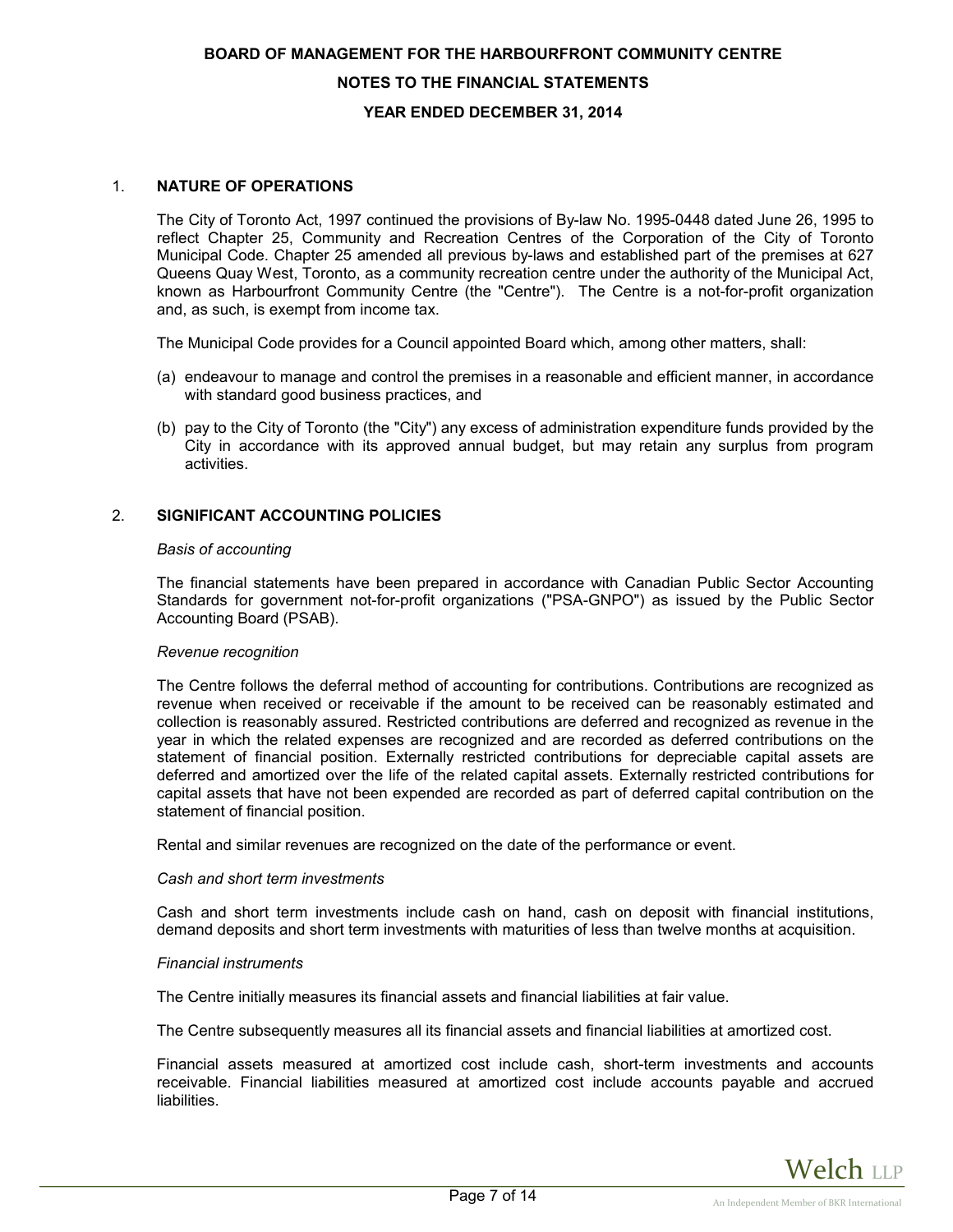**BOARD OF MANAGEMENT FOR THE HARBOURFRONT COMMUNITY CENTRE**

**NOTES TO THE FINANCIAL STATEMENTS**

**YEAR ENDED DECEMBER 31, 2014**

## 1. NATURE OF OPERATIONS

The City of Toronto Act, 1997 continued the provisions of By-law No. 1995-0448 dated June 26, 1995 to reflect Chapter 25, Community and Recreation Centres of the Corporation of the City of Toronto Municipal Code. Chapter 25 amended all previous by-laws and established part of the premises at 627 Queens Quay West, Toronto, as a community recreation centre under the authority of the Municipal Act, known as Harbourfront Community Centre (the "Centre"). The Centre is a not-for-profit organization and, as such, is exempt from income tax.

The Municipal Code provides for a Council appointed Board which, among other matters, shall:

(a) endeavour to manage and control the premises in a reasonable and efficient manner, in accordance with standard good business practices, and

(b) pay to the City of Toronto (the "City") any excess of administration expenditure funds provided by the City in accordance with its approved annual budget, but may retain any surplus from program activities.

## 2. SIGNIFICANT ACCOUNTING POLICIES

*Basis of accounting*

The financial statements have been prepared in accordance with Canadian Public Sector Accounting Standards for government not-for-profit organizations ("PSA-GNPO") as issued by the Public Sector Accounting Board (PSAB).

*Revenue recognition*

The Centre follows the deferral method of accounting for contributions. Contributions are recognized as revenue when received or receivable if the amount to be received can be reasonably estimated and collection is reasonably assured. Restricted contributions are deferred and recognized as revenue in the year in which the related expenses are recognized and are recorded as deferred contributions on the statement of financial position. Externally restricted contributions for depreciable capital assets are deferred and amortized over the life of the related capital assets. Externally restricted contributions for capital assets that have not been expended are recorded as part of deferred capital contribution on the statement of financial position.

Rental and similar revenues are recognized on the date of the performance or event.

*Cash and short term investments*

Cash and short term investments include cash on hand, cash on deposit with financial institutions, demand deposits and short term investments with maturities of less than twelve months at acquisition.

*Financial instruments*

The Centre initially measures its financial assets and financial liabilities at fair value.

The Centre subsequently measures all its financial assets and financial liabilities at amortized cost.

Financial assets measured at amortized cost include cash, short-term investments and accounts receivable. Financial liabilities measured at amortized cost include accounts payable and accrued liabilities.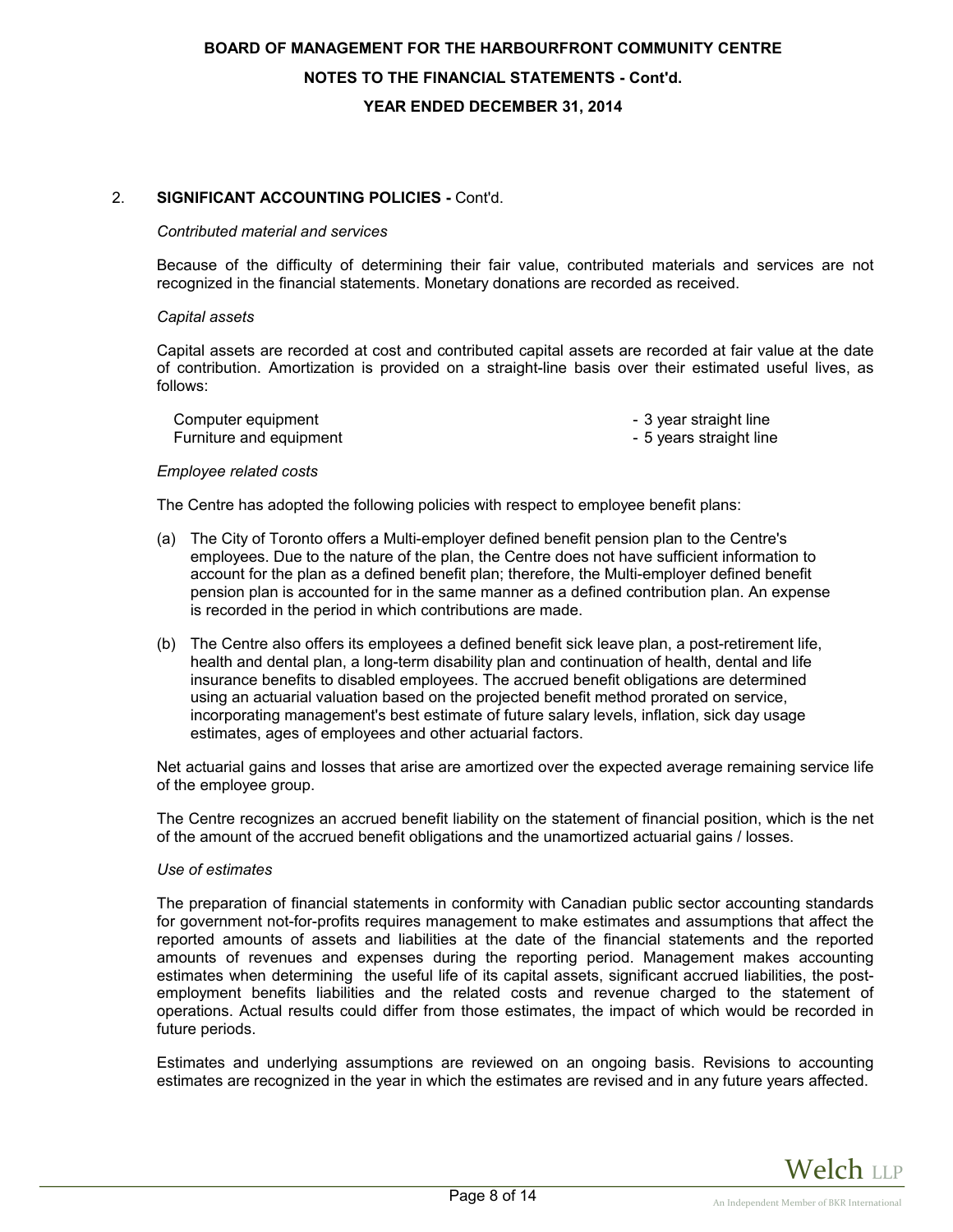## 2. SIGNIFICANT ACCOUNTING POLICIES - Cont'd.

*Contributed material and services*

Because of the difficulty of determining their fair value, contributed materials and services are not recognized in the financial statements. Monetary donations are recorded as received.

*Capital assets*

Capital assets are recorded at cost and contributed capital assets are recorded at fair value at the date of contribution. Amortization is provided on a straight-line basis over their estimated useful lives, as follows:

| | |
|---|---|
| Computer equipment | - 3 year straight line |
| Furniture and equipment | - 5 years straight line |

*Employee related costs*

The Centre has adopted the following policies with respect to employee benefit plans:

(a) The City of Toronto offers a Multi-employer defined benefit pension plan to the Centre's employees. Due to the nature of the plan, the Centre does not have sufficient information to account for the plan as a defined benefit plan; therefore, the Multi-employer defined benefit pension plan is accounted for in the same manner as a defined contribution plan. An expense is recorded in the period in which contributions are made.

(b) The Centre also offers its employees a defined benefit sick leave plan, a post-retirement life, health and dental plan, a long-term disability plan and continuation of health, dental and life insurance benefits to disabled employees. The accrued benefit obligations are determined using an actuarial valuation based on the projected benefit method prorated on service, incorporating management's best estimate of future salary levels, inflation, sick day usage estimates, ages of employees and other actuarial factors.

Net actuarial gains and losses that arise are amortized over the expected average remaining service life of the employee group.

The Centre recognizes an accrued benefit liability on the statement of financial position, which is the net of the amount of the accrued benefit obligations and the unamortized actuarial gains / losses.

*Use of estimates*

The preparation of financial statements in conformity with Canadian public sector accounting standards for government not-for-profits requires management to make estimates and assumptions that affect the reported amounts of assets and liabilities at the date of the financial statements and the reported amounts of revenues and expenses during the reporting period. Management makes accounting estimates when determining the useful life of its capital assets, significant accrued liabilities, the post-employment benefits liabilities and the related costs and revenue charged to the statement of operations. Actual results could differ from those estimates, the impact of which would be recorded in future periods.

Estimates and underlying assumptions are reviewed on an ongoing basis. Revisions to accounting estimates are recognized in the year in which the estimates are revised and in any future years affected.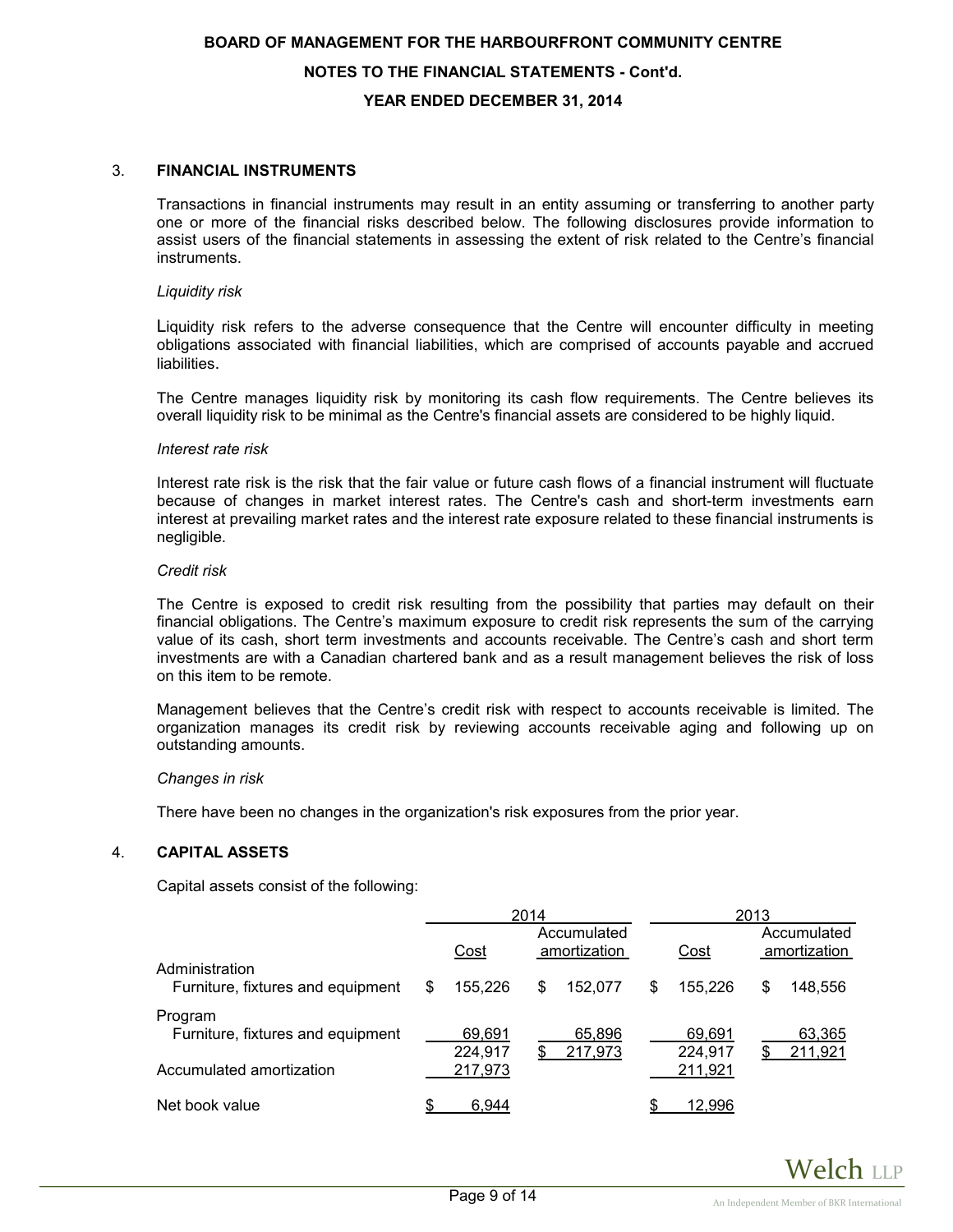**BOARD OF MANAGEMENT FOR THE HARBOURFRONT COMMUNITY CENTRE**

**NOTES TO THE FINANCIAL STATEMENTS - Cont'd.**

**YEAR ENDED DECEMBER 31, 2014**

## 3. FINANCIAL INSTRUMENTS

Transactions in financial instruments may result in an entity assuming or transferring to another party one or more of the financial risks described below. The following disclosures provide information to assist users of the financial statements in assessing the extent of risk related to the Centre's financial instruments.

*Liquidity risk*

Liquidity risk refers to the adverse consequence that the Centre will encounter difficulty in meeting obligations associated with financial liabilities, which are comprised of accounts payable and accrued liabilities.

The Centre manages liquidity risk by monitoring its cash flow requirements. The Centre believes its overall liquidity risk to be minimal as the Centre's financial assets are considered to be highly liquid.

*Interest rate risk*

Interest rate risk is the risk that the fair value or future cash flows of a financial instrument will fluctuate because of changes in market interest rates. The Centre's cash and short-term investments earn interest at prevailing market rates and the interest rate exposure related to these financial instruments is negligible.

*Credit risk*

The Centre is exposed to credit risk resulting from the possibility that parties may default on their financial obligations. The Centre's maximum exposure to credit risk represents the sum of the carrying value of its cash, short term investments and accounts receivable. The Centre's cash and short term investments are with a Canadian chartered bank and as a result management believes the risk of loss on this item to be remote.

Management believes that the Centre's credit risk with respect to accounts receivable is limited. The organization manages its credit risk by reviewing accounts receivable aging and following up on outstanding amounts.

*Changes in risk*

There have been no changes in the organization's risk exposures from the prior year.

## 4. CAPITAL ASSETS

Capital assets consist of the following:

| | 2014 | | 2013 | |
|---|---|---|---|---|
| | Cost | Accumulated amortization | Cost | Accumulated amortization |
| Administration | | | | |
| Furniture, fixtures and equipment | $ 155,226 | $ 152,077 | $ 155,226 | $ 148,556 |
| Program | | | | |
| Furniture, fixtures and equipment | 69,691 | 65,896 | 69,691 | 63,365 |
| | 224,917 | $ 217,973 | 224,917 | $ 211,921 |
| Accumulated amortization | 217,973 | | 211,921 | |
| Net book value | $ 6,944 | | $ 12,996 | |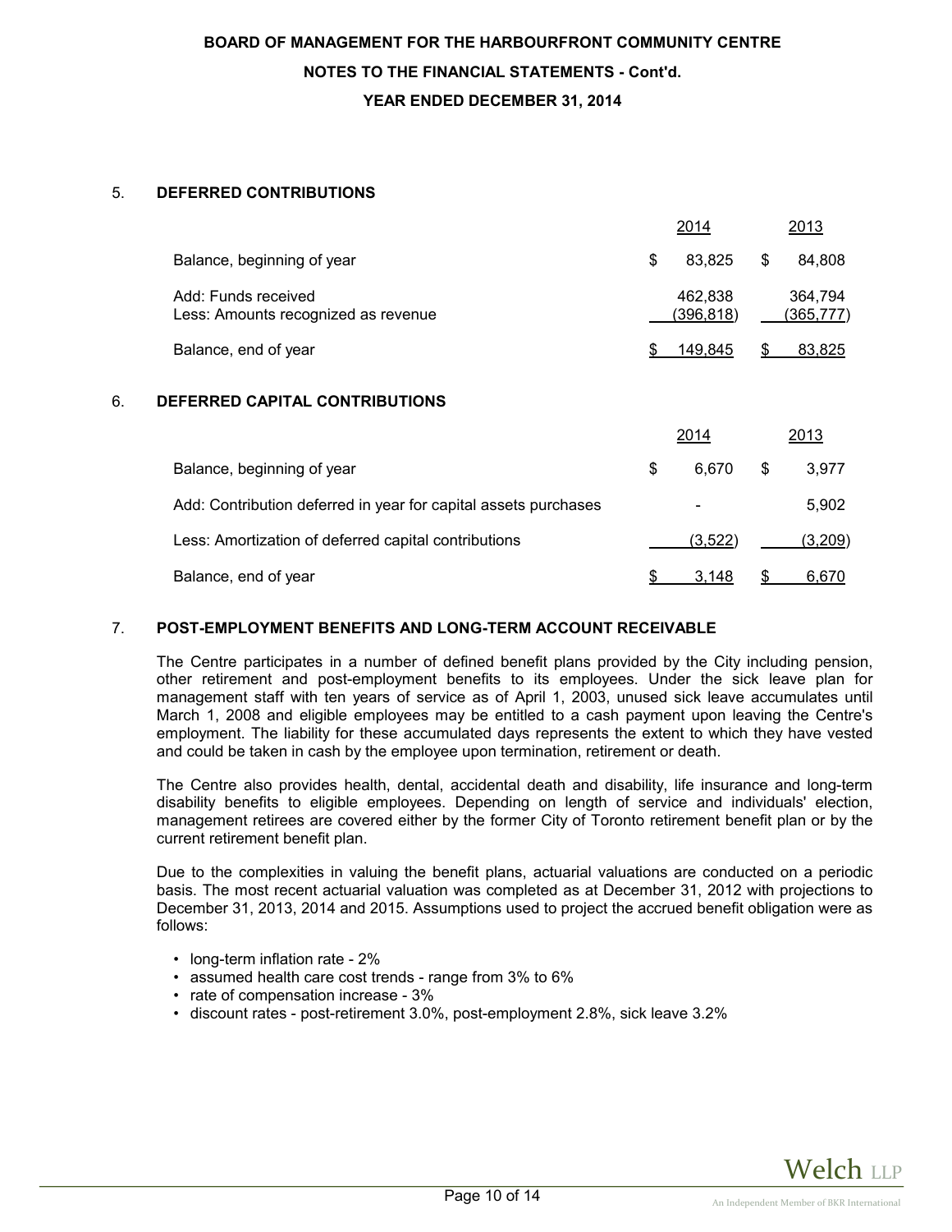**BOARD OF MANAGEMENT FOR THE HARBOURFRONT COMMUNITY CENTRE**

**NOTES TO THE FINANCIAL STATEMENTS - Cont'd.**

**YEAR ENDED DECEMBER 31, 2014**

## 5. DEFERRED CONTRIBUTIONS

| | 2014 | 2013 |
|---|---|---|
| Balance, beginning of year | $ 83,825 | $ 84,808 |
| Add: Funds received | 462,838 | 364,794 |
| Less: Amounts recognized as revenue | (396,818) | (365,777) |
| Balance, end of year | $ 149,845 | $ 83,825 |

## 6. DEFERRED CAPITAL CONTRIBUTIONS

| | 2014 | 2013 |
|---|---|---|
| Balance, beginning of year | $ 6,670 | $ 3,977 |
| Add: Contribution deferred in year for capital assets purchases | - | 5,902 |
| Less: Amortization of deferred capital contributions | (3,522) | (3,209) |
| Balance, end of year | $ 3,148 | $ 6,670 |

## 7. POST-EMPLOYMENT BENEFITS AND LONG-TERM ACCOUNT RECEIVABLE

The Centre participates in a number of defined benefit plans provided by the City including pension, other retirement and post-employment benefits to its employees. Under the sick leave plan for management staff with ten years of service as of April 1, 2003, unused sick leave accumulates until March 1, 2008 and eligible employees may be entitled to a cash payment upon leaving the Centre's employment. The liability for these accumulated days represents the extent to which they have vested and could be taken in cash by the employee upon termination, retirement or death.

The Centre also provides health, dental, accidental death and disability, life insurance and long-term disability benefits to eligible employees. Depending on length of service and individuals' election, management retirees are covered either by the former City of Toronto retirement benefit plan or by the current retirement benefit plan.

Due to the complexities in valuing the benefit plans, actuarial valuations are conducted on a periodic basis. The most recent actuarial valuation was completed as at December 31, 2012 with projections to December 31, 2013, 2014 and 2015. Assumptions used to project the accrued benefit obligation were as follows:

- long-term inflation rate - 2%
- assumed health care cost trends - range from 3% to 6%
- rate of compensation increase - 3%
- discount rates - post-retirement 3.0%, post-employment 2.8%, sick leave 3.2%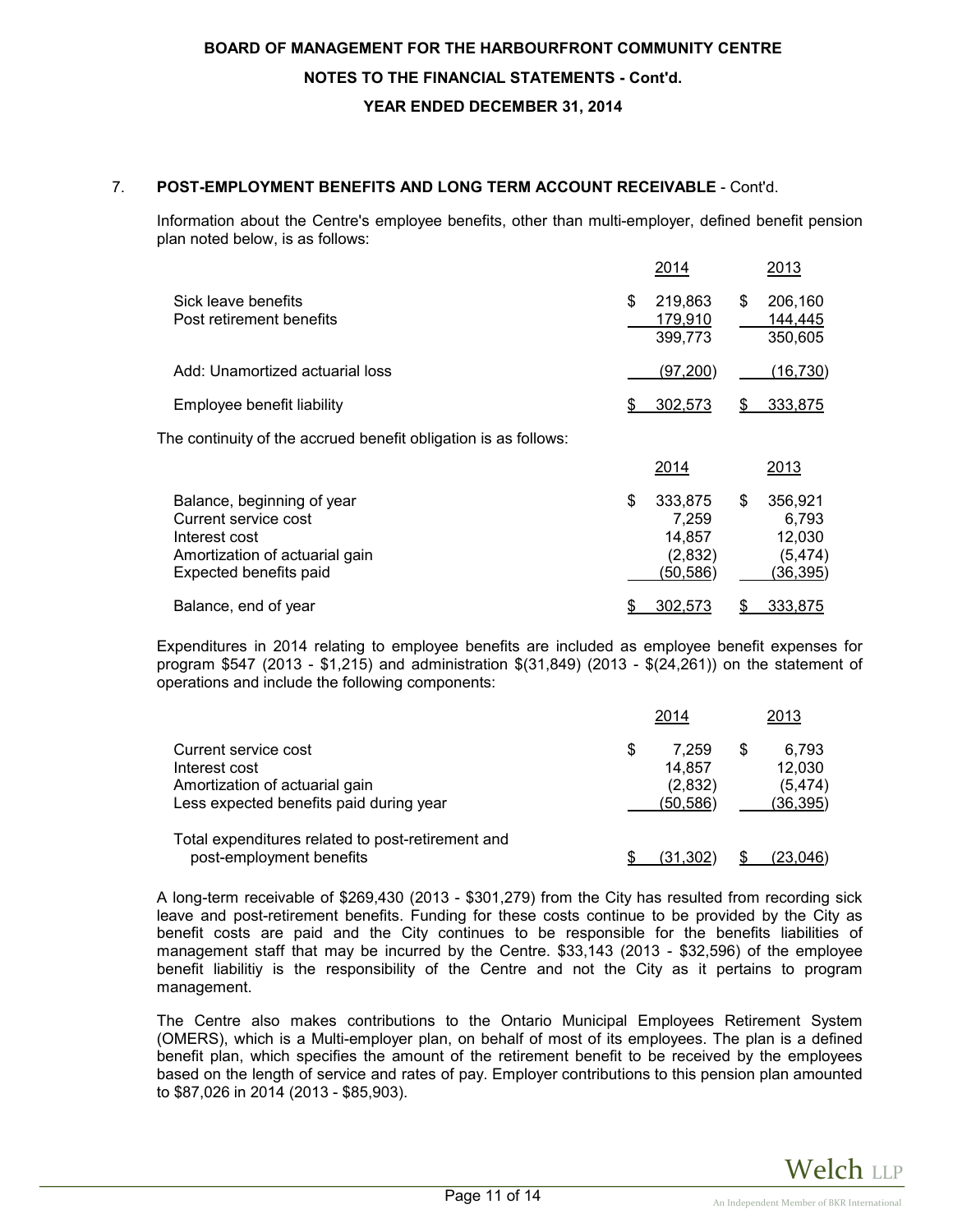### 7. POST-EMPLOYMENT BENEFITS AND LONG TERM ACCOUNT RECEIVABLE - Cont'd.

Information about the Centre's employee benefits, other than multi-employer, defined benefit pension plan noted below, is as follows:

| | 2014 | 2013 |
|---|---|---|
| Sick leave benefits | $ 219,863 | $ 206,160 |
| Post retirement benefits | 179,910 | 144,445 |
| | 399,773 | 350,605 |
| Add: Unamortized actuarial loss | (97,200) | (16,730) |
| Employee benefit liability | $ 302,573 | $ 333,875 |

The continuity of the accrued benefit obligation is as follows:

| | 2014 | 2013 |
|---|---|---|
| Balance, beginning of year | $ 333,875 | $ 356,921 |
| Current service cost | 7,259 | 6,793 |
| Interest cost | 14,857 | 12,030 |
| Amortization of actuarial gain | (2,832) | (5,474) |
| Expected benefits paid | (50,586) | (36,395) |
| Balance, end of year | $ 302,573 | $ 333,875 |

Expenditures in 2014 relating to employee benefits are included as employee benefit expenses for program $547 (2013 - $1,215) and administration $(31,849) (2013 - $(24,261)) on the statement of operations and include the following components:

| | 2014 | 2013 |
|---|---|---|
| Current service cost | $ 7,259 | $ 6,793 |
| Interest cost | 14,857 | 12,030 |
| Amortization of actuarial gain | (2,832) | (5,474) |
| Less expected benefits paid during year | (50,586) | (36,395) |
| Total expenditures related to post-retirement and post-employment benefits | $ (31,302) | $ (23,046) |

A long-term receivable of $269,430 (2013 - $301,279) from the City has resulted from recording sick leave and post-retirement benefits. Funding for these costs continue to be provided by the City as benefit costs are paid and the City continues to be responsible for the benefits liabilities of management staff that may be incurred by the Centre. $33,143 (2013 - $32,596) of the employee benefit liabilitiy is the responsibility of the Centre and not the City as it pertains to program management.

The Centre also makes contributions to the Ontario Municipal Employees Retirement System (OMERS), which is a Multi-employer plan, on behalf of most of its employees. The plan is a defined benefit plan, which specifies the amount of the retirement benefit to be received by the employees based on the length of service and rates of pay. Employer contributions to this pension plan amounted to $87,026 in 2014 (2013 - $85,903).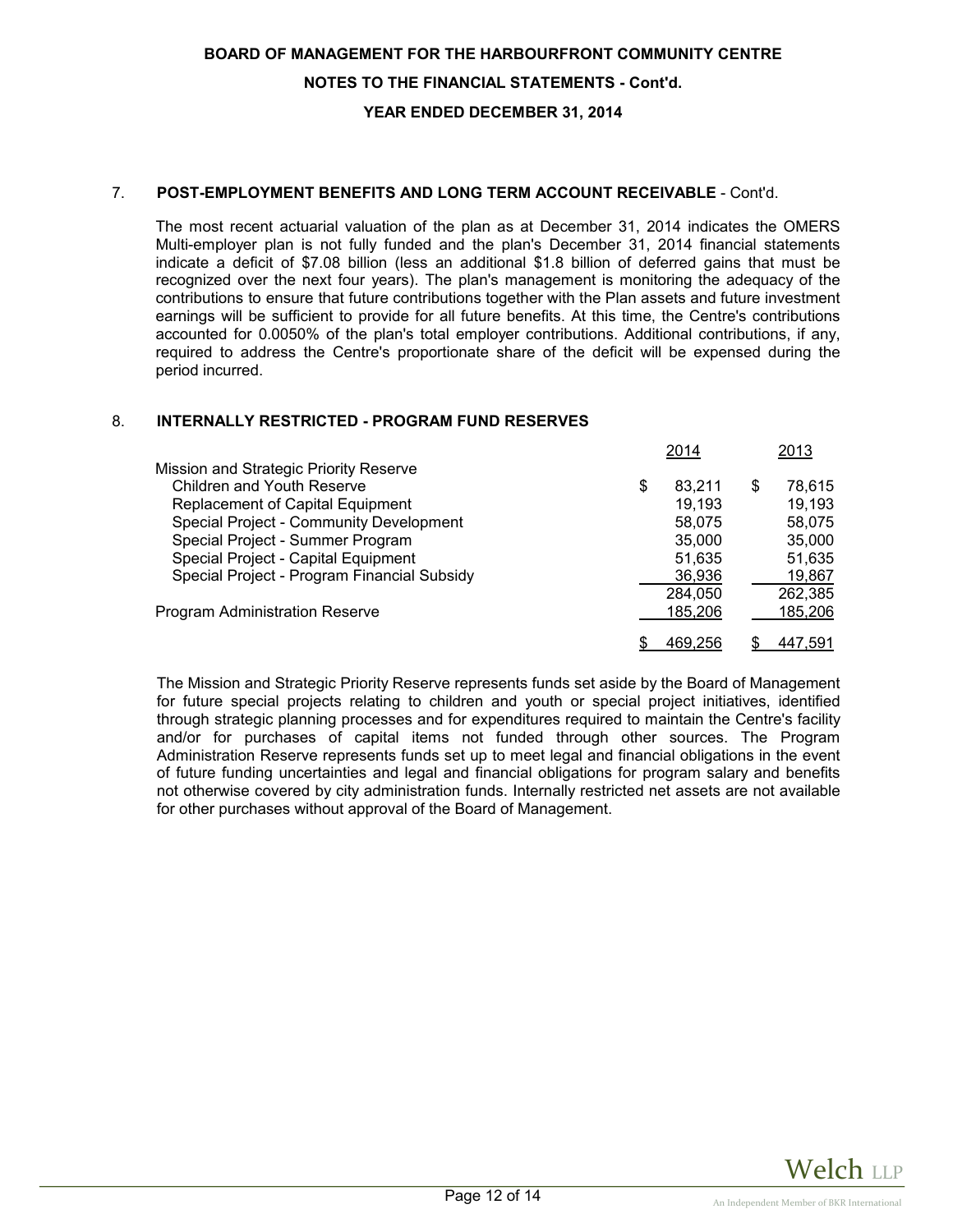## 7. POST-EMPLOYMENT BENEFITS AND LONG TERM ACCOUNT RECEIVABLE - Cont'd.

The most recent actuarial valuation of the plan as at December 31, 2014 indicates the OMERS Multi-employer plan is not fully funded and the plan's December 31, 2014 financial statements indicate a deficit of $7.08 billion (less an additional $1.8 billion of deferred gains that must be recognized over the next four years). The plan's management is monitoring the adequacy of the contributions to ensure that future contributions together with the Plan assets and future investment earnings will be sufficient to provide for all future benefits. At this time, the Centre's contributions accounted for 0.0050% of the plan's total employer contributions. Additional contributions, if any, required to address the Centre's proportionate share of the deficit will be expensed during the period incurred.

## 8. INTERNALLY RESTRICTED - PROGRAM FUND RESERVES

| | 2014 | 2013 |
|---|---|---|
| Mission and Strategic Priority Reserve | | |
| Children and Youth Reserve | $ 83,211 | $ 78,615 |
| Replacement of Capital Equipment | 19,193 | 19,193 |
| Special Project - Community Development | 58,075 | 58,075 |
| Special Project - Summer Program | 35,000 | 35,000 |
| Special Project - Capital Equipment | 51,635 | 51,635 |
| Special Project - Program Financial Subsidy | 36,936 | 19,867 |
| | 284,050 | 262,385 |
| Program Administration Reserve | 185,206 | 185,206 |
| | $ 469,256 | $ 447,591 |

The Mission and Strategic Priority Reserve represents funds set aside by the Board of Management for future special projects relating to children and youth or special project initiatives, identified through strategic planning processes and for expenditures required to maintain the Centre's facility and/or for purchases of capital items not funded through other sources. The Program Administration Reserve represents funds set up to meet legal and financial obligations in the event of future funding uncertainties and legal and financial obligations for program salary and benefits not otherwise covered by city administration funds. Internally restricted net assets are not available for other purchases without approval of the Board of Management.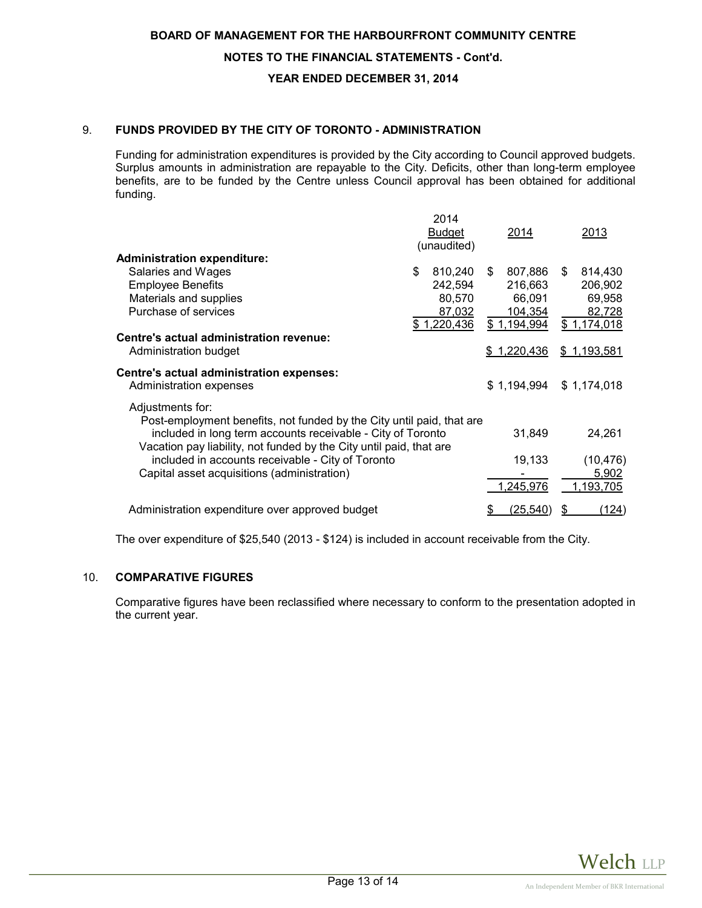BOARD OF MANAGEMENT FOR THE HARBOURFRONT COMMUNITY CENTRE

NOTES TO THE FINANCIAL STATEMENTS - Cont'd.

YEAR ENDED DECEMBER 31, 2014

## 9. FUNDS PROVIDED BY THE CITY OF TORONTO - ADMINISTRATION

Funding for administration expenditures is provided by the City according to Council approved budgets. Surplus amounts in administration are repayable to the City. Deficits, other than long-term employee benefits, are to be funded by the Centre unless Council approval has been obtained for additional funding.

| | 2014 Budget (unaudited) | 2014 | 2013 |
|---|---|---|---|
| **Administration expenditure:** | | | |
| Salaries and Wages | $ 810,240 | $ 807,886 | $ 814,430 |
| Employee Benefits | 242,594 | 216,663 | 206,902 |
| Materials and supplies | 80,570 | 66,091 | 69,958 |
| Purchase of services | 87,032 | 104,354 | 82,728 |
| | $ 1,220,436 | $ 1,194,994 | $ 1,174,018 |
| **Centre's actual administration revenue:** | | | |
| Administration budget | | $ 1,220,436 | $ 1,193,581 |
| **Centre's actual administration expenses:** | | | |
| Administration expenses | | $ 1,194,994 | $ 1,174,018 |
| Adjustments for: | | | |
| Post-employment benefits, not funded by the City until paid, that are included in long term accounts receivable - City of Toronto | | 31,849 | 24,261 |
| Vacation pay liability, not funded by the City until paid, that are included in accounts receivable - City of Toronto | | 19,133 | (10,476) |
| Capital asset acquisitions (administration) | | - | 5,902 |
| | | 1,245,976 | 1,193,705 |
| Administration expenditure over approved budget | | $ (25,540) | $ (124) |

The over expenditure of $25,540 (2013 - $124) is included in account receivable from the City.

## 10. COMPARATIVE FIGURES

Comparative figures have been reclassified where necessary to conform to the presentation adopted in the current year.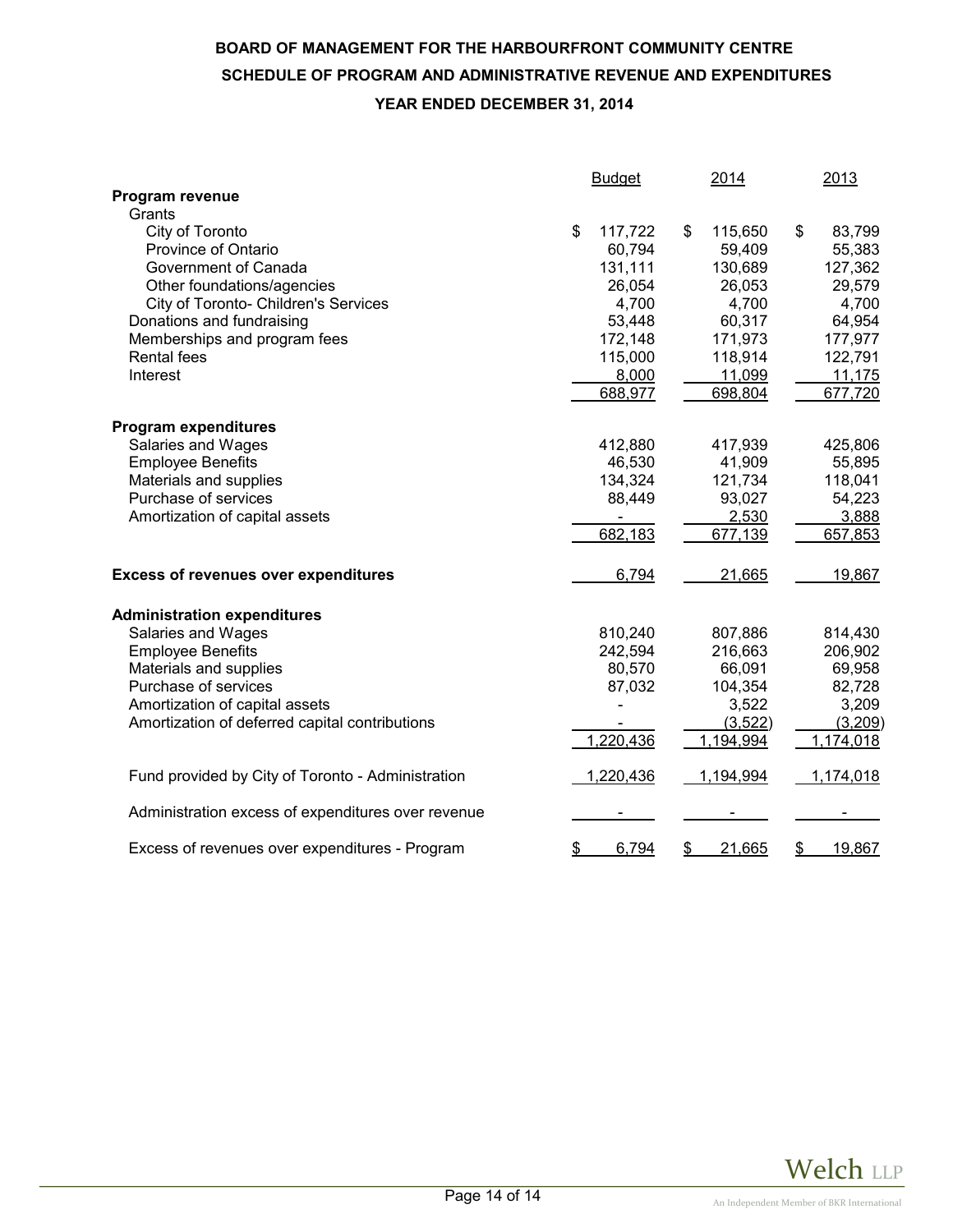# BOARD OF MANAGEMENT FOR THE HARBOURFRONT COMMUNITY CENTRE

## SCHEDULE OF PROGRAM AND ADMINISTRATIVE REVENUE AND EXPENDITURES

### YEAR ENDED DECEMBER 31, 2014

| | Budget | 2014 | 2013 |
|---|---|---|---|
| **Program revenue** | | | |
| Grants | | | |
| City of Toronto | $ 117,722 | $ 115,650 | $ 83,799 |
| Province of Ontario | 60,794 | 59,409 | 55,383 |
| Government of Canada | 131,111 | 130,689 | 127,362 |
| Other foundations/agencies | 26,054 | 26,053 | 29,579 |
| City of Toronto- Children's Services | 4,700 | 4,700 | 4,700 |
| Donations and fundraising | 53,448 | 60,317 | 64,954 |
| Memberships and program fees | 172,148 | 171,973 | 177,977 |
| Rental fees | 115,000 | 118,914 | 122,791 |
| Interest | 8,000 | 11,099 | 11,175 |
| | 688,977 | 698,804 | 677,720 |
| **Program expenditures** | | | |
| Salaries and Wages | 412,880 | 417,939 | 425,806 |
| Employee Benefits | 46,530 | 41,909 | 55,895 |
| Materials and supplies | 134,324 | 121,734 | 118,041 |
| Purchase of services | 88,449 | 93,027 | 54,223 |
| Amortization of capital assets | - | 2,530 | 3,888 |
| | 682,183 | 677,139 | 657,853 |
| **Excess of revenues over expenditures** | 6,794 | 21,665 | 19,867 |
| **Administration expenditures** | | | |
| Salaries and Wages | 810,240 | 807,886 | 814,430 |
| Employee Benefits | 242,594 | 216,663 | 206,902 |
| Materials and supplies | 80,570 | 66,091 | 69,958 |
| Purchase of services | 87,032 | 104,354 | 82,728 |
| Amortization of capital assets | - | 3,522 | 3,209 |
| Amortization of deferred capital contributions | - | (3,522) | (3,209) |
| | 1,220,436 | 1,194,994 | 1,174,018 |
| Fund provided by City of Toronto - Administration | 1,220,436 | 1,194,994 | 1,174,018 |
| Administration excess of expenditures over revenue | - | - | - |
| Excess of revenues over expenditures - Program | $ 6,794 | $ 21,665 | $ 19,867 |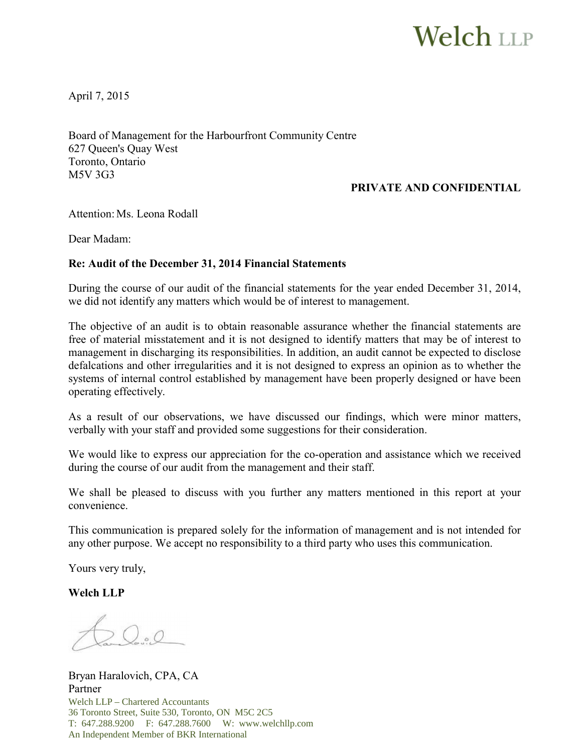# Welch LLP

April 7, 2015

Board of Management for the Harbourfront Community Centre
627 Queen's Quay West
Toronto, Ontario
M5V 3G3

**PRIVATE AND CONFIDENTIAL**

Attention: Ms. Leona Rodall

Dear Madam:

**Re: Audit of the December 31, 2014 Financial Statements**

During the course of our audit of the financial statements for the year ended December 31, 2014, we did not identify any matters which would be of interest to management.

The objective of an audit is to obtain reasonable assurance whether the financial statements are free of material misstatement and it is not designed to identify matters that may be of interest to management in discharging its responsibilities. In addition, an audit cannot be expected to disclose defalcations and other irregularities and it is not designed to express an opinion as to whether the systems of internal control established by management have been properly designed or have been operating effectively.

As a result of our observations, we have discussed our findings, which were minor matters, verbally with your staff and provided some suggestions for their consideration.

We would like to express our appreciation for the co-operation and assistance which we received during the course of our audit from the management and their staff.

We shall be pleased to discuss with you further any matters mentioned in this report at your convenience.

This communication is prepared solely for the information of management and is not intended for any other purpose. We accept no responsibility to a third party who uses this communication.

Yours very truly,

**Welch LLP**

Bryan Haralovich, CPA, CA
Partner

Welch LLP – Chartered Accountants
36 Toronto Street, Suite 530, Toronto, ON M5C 2C5
T: 647.288.9200 F: 647.288.7600 W: www.welchllp.com
An Independent Member of BKR International